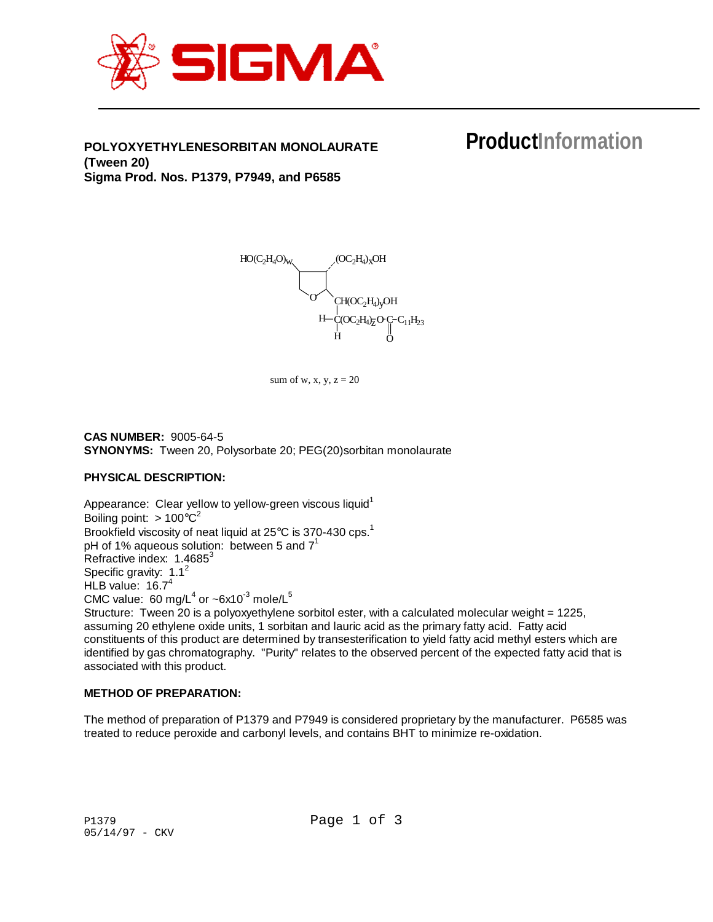# POLYOXYETHYLENESORBITAN MONOLAURATE (Tween 20)
## Sigma Prod. Nos. P1379, P7949, and P6585

**ProductInformation**

sum of w, x, y, z = 20

**CAS NUMBER:** 9005-64-5
**SYNONYMS:** Tween 20, Polysorbate 20; PEG(20)sorbitan monolaurate

**PHYSICAL DESCRIPTION:**

Appearance: Clear yellow to yellow-green viscous liquid[1]
Boiling point: > 100°C[2]
Brookfield viscosity of neat liquid at 25°C is 370-430 cps.[1]
pH of 1% aqueous solution: between 5 and 7[1]
Refractive index: 1.4685[3]
Specific gravity: 1.1[2]
HLB value: 16.7[4]
CMC value: 60 mg/L[4] or ~$6x10^{-3}$ mole/L[5]
Structure: Tween 20 is a polyoxyethylene sorbitol ester, with a calculated molecular weight = 1225, assuming 20 ethylene oxide units, 1 sorbitan and lauric acid as the primary fatty acid. Fatty acid constituents of this product are determined by transesterification to yield fatty acid methyl esters which are identified by gas chromatography. "Purity" relates to the observed percent of the expected fatty acid that is associated with this product.

**METHOD OF PREPARATION:**

The method of preparation of P1379 and P7949 is considered proprietary by the manufacturer. P6585 was treated to reduce peroxide and carbonyl levels, and contains BHT to minimize re-oxidation.

P1379
05/14/97 - CKV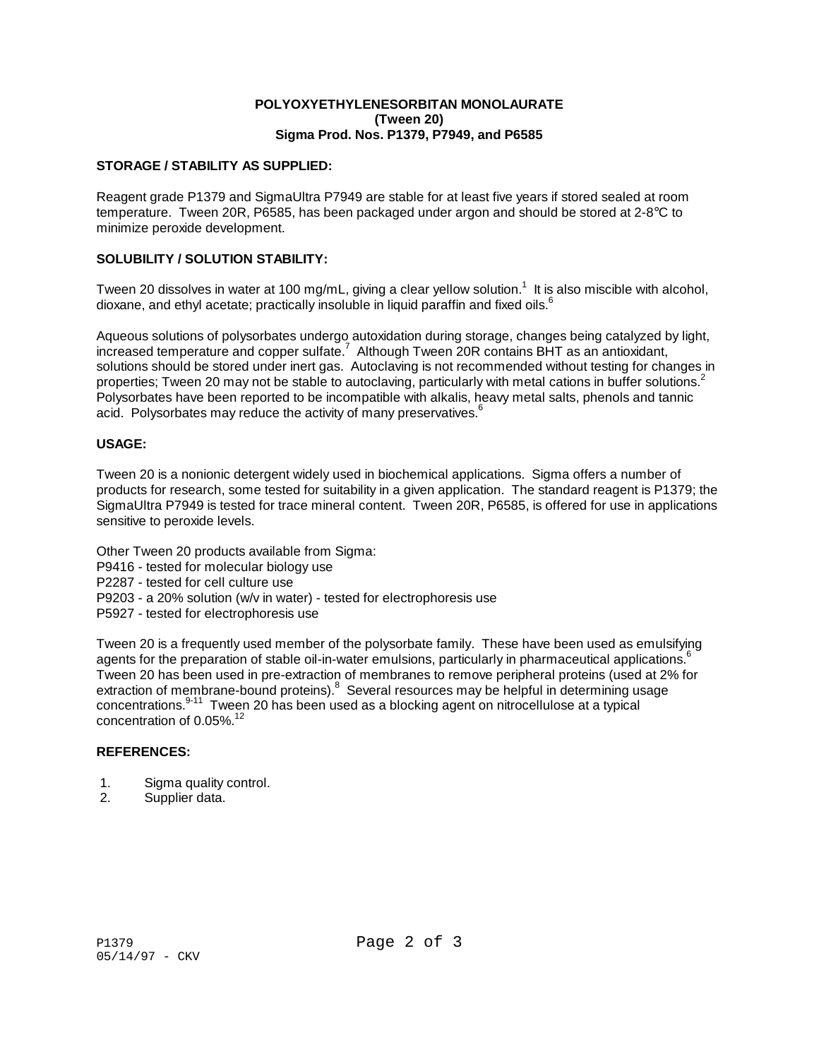**POLYOXYETHYLENESORBITAN MONOLAURATE**
**(Tween 20)**
**Sigma Prod. Nos. P1379, P7949, and P6585**

### STORAGE / STABILITY AS SUPPLIED:

Reagent grade P1379 and SigmaUltra P7949 are stable for at least five years if stored sealed at room temperature. Tween 20R, P6585, has been packaged under argon and should be stored at 2-8°C to minimize peroxide development.

### SOLUBILITY / SOLUTION STABILITY:

Tween 20 dissolves in water at 100 mg/mL, giving a clear yellow solution.[1] It is also miscible with alcohol, dioxane, and ethyl acetate; practically insoluble in liquid paraffin and fixed oils.[6]

Aqueous solutions of polysorbates undergo autoxidation during storage, changes being catalyzed by light, increased temperature and copper sulfate.[7] Although Tween 20R contains BHT as an antioxidant, solutions should be stored under inert gas. Autoclaving is not recommended without testing for changes in properties; Tween 20 may not be stable to autoclaving, particularly with metal cations in buffer solutions.[2] Polysorbates have been reported to be incompatible with alkalis, heavy metal salts, phenols and tannic acid. Polysorbates may reduce the activity of many preservatives.[6]

### USAGE:

Tween 20 is a nonionic detergent widely used in biochemical applications. Sigma offers a number of products for research, some tested for suitability in a given application. The standard reagent is P1379; the SigmaUltra P7949 is tested for trace mineral content. Tween 20R, P6585, is offered for use in applications sensitive to peroxide levels.

Other Tween 20 products available from Sigma:
P9416 - tested for molecular biology use
P2287 - tested for cell culture use
P9203 - a 20% solution (w/v in water) - tested for electrophoresis use
P5927 - tested for electrophoresis use

Tween 20 is a frequently used member of the polysorbate family. These have been used as emulsifying agents for the preparation of stable oil-in-water emulsions, particularly in pharmaceutical applications.[6] Tween 20 has been used in pre-extraction of membranes to remove peripheral proteins (used at 2% for extraction of membrane-bound proteins).[8] Several resources may be helpful in determining usage concentrations.[9-11] Tween 20 has been used as a blocking agent on nitrocellulose at a typical concentration of 0.05%.[12]

### REFERENCES:

1. Sigma quality control.
2. Supplier data.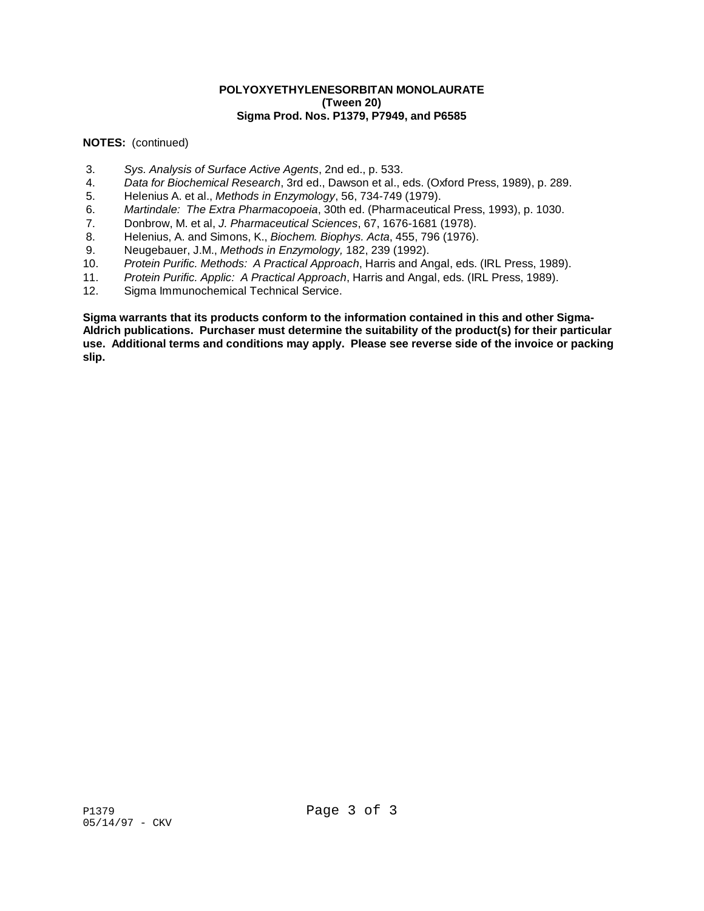# POLYOXYETHYLENESORBITAN MONOLAURATE
# (Tween 20)
# Sigma Prod. Nos. P1379, P7949, and P6585

**NOTES:** (continued)

3. *Sys. Analysis of Surface Active Agents*, 2nd ed., p. 533.
4. *Data for Biochemical Research*, 3rd ed., Dawson et al., eds. (Oxford Press, 1989), p. 289.
5. Helenius A. et al., *Methods in Enzymology*, 56, 734-749 (1979).
6. *Martindale: The Extra Pharmacopoeia*, 30th ed. (Pharmaceutical Press, 1993), p. 1030.
7. Donbrow, M. et al, *J. Pharmaceutical Sciences*, 67, 1676-1681 (1978).
8. Helenius, A. and Simons, K., *Biochem. Biophys. Acta*, 455, 796 (1976).
9. Neugebauer, J.M., *Methods in Enzymology,* 182, 239 (1992).
10. *Protein Purific. Methods: A Practical Approach*, Harris and Angal, eds. (IRL Press, 1989).
11. *Protein Purific. Applic: A Practical Approach*, Harris and Angal, eds. (IRL Press, 1989).
12. Sigma Immunochemical Technical Service.

**Sigma warrants that its products conform to the information contained in this and other Sigma-Aldrich publications. Purchaser must determine the suitability of the product(s) for their particular use. Additional terms and conditions may apply. Please see reverse side of the invoice or packing slip.**

P1379
05/14/97 - CKV